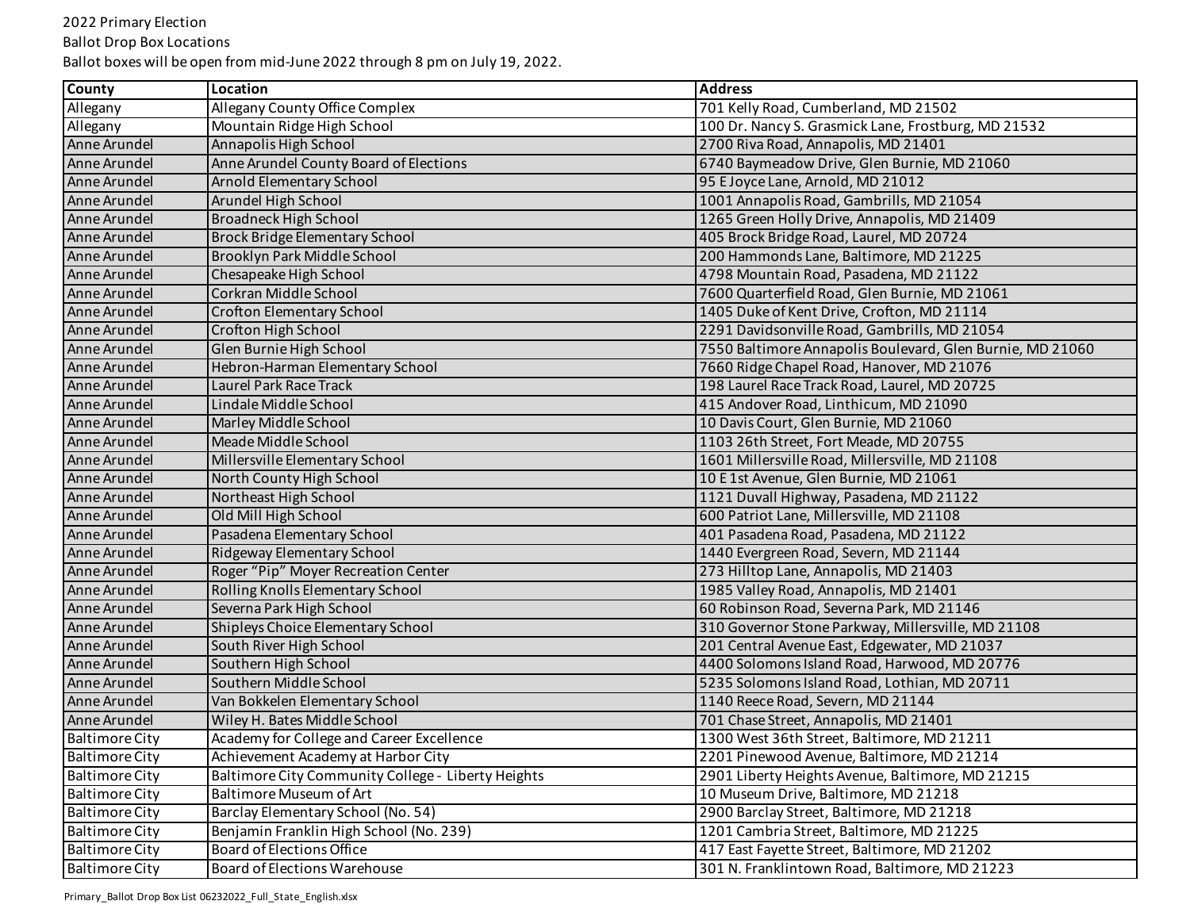2022 Primary Election

Ballot Drop Box Locations

Ballot boxes will be open from mid-June 2022 through 8 pm on July 19, 2022.

| County | Location | Address |
|---|---|---|
| Allegany | Allegany County Office Complex | 701 Kelly Road, Cumberland, MD 21502 |
| Allegany | Mountain Ridge High School | 100 Dr. Nancy S. Grasmick Lane, Frostburg, MD 21532 |
| Anne Arundel | Annapolis High School | 2700 Riva Road, Annapolis, MD 21401 |
| Anne Arundel | Anne Arundel County Board of Elections | 6740 Baymeadow Drive, Glen Burnie, MD 21060 |
| Anne Arundel | Arnold Elementary School | 95 E Joyce Lane, Arnold, MD 21012 |
| Anne Arundel | Arundel High School | 1001 Annapolis Road, Gambrills, MD 21054 |
| Anne Arundel | Broadneck High School | 1265 Green Holly Drive, Annapolis, MD 21409 |
| Anne Arundel | Brock Bridge Elementary School | 405 Brock Bridge Road, Laurel, MD 20724 |
| Anne Arundel | Brooklyn Park Middle School | 200 Hammonds Lane, Baltimore, MD 21225 |
| Anne Arundel | Chesapeake High School | 4798 Mountain Road, Pasadena, MD 21122 |
| Anne Arundel | Corkran Middle School | 7600 Quarterfield Road, Glen Burnie, MD 21061 |
| Anne Arundel | Crofton Elementary School | 1405 Duke of Kent Drive, Crofton, MD 21114 |
| Anne Arundel | Crofton High School | 2291 Davidsonville Road, Gambrills, MD 21054 |
| Anne Arundel | Glen Burnie High School | 7550 Baltimore Annapolis Boulevard, Glen Burnie, MD 21060 |
| Anne Arundel | Hebron-Harman Elementary School | 7660 Ridge Chapel Road, Hanover, MD 21076 |
| Anne Arundel | Laurel Park Race Track | 198 Laurel Race Track Road, Laurel, MD 20725 |
| Anne Arundel | Lindale Middle School | 415 Andover Road, Linthicum, MD 21090 |
| Anne Arundel | Marley Middle School | 10 Davis Court, Glen Burnie, MD 21060 |
| Anne Arundel | Meade Middle School | 1103 26th Street, Fort Meade, MD 20755 |
| Anne Arundel | Millersville Elementary School | 1601 Millersville Road, Millersville, MD 21108 |
| Anne Arundel | North County High School | 10 E 1st Avenue, Glen Burnie, MD 21061 |
| Anne Arundel | Northeast High School | 1121 Duvall Highway, Pasadena, MD 21122 |
| Anne Arundel | Old Mill High School | 600 Patriot Lane, Millersville, MD 21108 |
| Anne Arundel | Pasadena Elementary School | 401 Pasadena Road, Pasadena, MD 21122 |
| Anne Arundel | Ridgeway Elementary School | 1440 Evergreen Road, Severn, MD 21144 |
| Anne Arundel | Roger "Pip" Moyer Recreation Center | 273 Hilltop Lane, Annapolis, MD 21403 |
| Anne Arundel | Rolling Knolls Elementary School | 1985 Valley Road, Annapolis, MD 21401 |
| Anne Arundel | Severna Park High School | 60 Robinson Road, Severna Park, MD 21146 |
| Anne Arundel | Shipleys Choice Elementary School | 310 Governor Stone Parkway, Millersville, MD 21108 |
| Anne Arundel | South River High School | 201 Central Avenue East, Edgewater, MD 21037 |
| Anne Arundel | Southern High School | 4400 Solomons Island Road, Harwood, MD 20776 |
| Anne Arundel | Southern Middle School | 5235 Solomons Island Road, Lothian, MD 20711 |
| Anne Arundel | Van Bokkelen Elementary School | 1140 Reece Road, Severn, MD 21144 |
| Anne Arundel | Wiley H. Bates Middle School | 701 Chase Street, Annapolis, MD 21401 |
| Baltimore City | Academy for College and Career Excellence | 1300 West 36th Street, Baltimore, MD 21211 |
| Baltimore City | Achievement Academy at Harbor City | 2201 Pinewood Avenue, Baltimore, MD 21214 |
| Baltimore City | Baltimore City Community College - Liberty Heights | 2901 Liberty Heights Avenue, Baltimore, MD 21215 |
| Baltimore City | Baltimore Museum of Art | 10 Museum Drive, Baltimore, MD 21218 |
| Baltimore City | Barclay Elementary School (No. 54) | 2900 Barclay Street, Baltimore, MD 21218 |
| Baltimore City | Benjamin Franklin High School (No. 239) | 1201 Cambria Street, Baltimore, MD 21225 |
| Baltimore City | Board of Elections Office | 417 East Fayette Street, Baltimore, MD 21202 |
| Baltimore City | Board of Elections Warehouse | 301 N. Franklintown Road, Baltimore, MD 21223 |

Primary_Ballot Drop Box List 06232022_Full_State_English.xlsx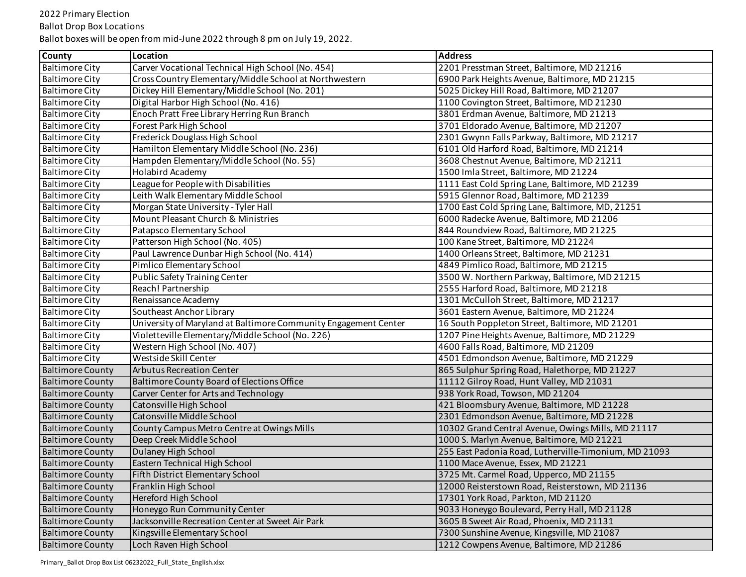2022 Primary Election

Ballot Drop Box Locations

Ballot boxes will be open from mid-June 2022 through 8 pm on July 19, 2022.

| County | Location | Address |
|---|---|---|
| Baltimore City | Carver Vocational Technical High School (No. 454) | 2201 Presstman Street, Baltimore, MD 21216 |
| Baltimore City | Cross Country Elementary/Middle School at Northwestern | 6900 Park Heights Avenue, Baltimore, MD 21215 |
| Baltimore City | Dickey Hill Elementary/Middle School (No. 201) | 5025 Dickey Hill Road, Baltimore, MD 21207 |
| Baltimore City | Digital Harbor High School (No. 416) | 1100 Covington Street, Baltimore, MD 21230 |
| Baltimore City | Enoch Pratt Free Library Herring Run Branch | 3801 Erdman Avenue, Baltimore, MD 21213 |
| Baltimore City | Forest Park High School | 3701 Eldorado Avenue, Baltimore, MD 21207 |
| Baltimore City | Frederick Douglass High School | 2301 Gwynn Falls Parkway, Baltimore, MD 21217 |
| Baltimore City | Hamilton Elementary Middle School (No. 236) | 6101 Old Harford Road, Baltimore, MD 21214 |
| Baltimore City | Hampden Elementary/Middle School (No. 55) | 3608 Chestnut Avenue, Baltimore, MD 21211 |
| Baltimore City | Holabird Academy | 1500 Imla Street, Baltimore, MD 21224 |
| Baltimore City | League for People with Disabilities | 1111 East Cold Spring Lane, Baltimore, MD 21239 |
| Baltimore City | Leith Walk Elementary Middle School | 5915 Glennor Road, Baltimore, MD 21239 |
| Baltimore City | Morgan State University - Tyler Hall | 1700 East Cold Spring Lane, Baltimore, MD, 21251 |
| Baltimore City | Mount Pleasant Church & Ministries | 6000 Radecke Avenue, Baltimore, MD 21206 |
| Baltimore City | Patapsco Elementary School | 844 Roundview Road, Baltimore, MD 21225 |
| Baltimore City | Patterson High School (No. 405) | 100 Kane Street, Baltimore, MD 21224 |
| Baltimore City | Paul Lawrence Dunbar High School (No. 414) | 1400 Orleans Street, Baltimore, MD 21231 |
| Baltimore City | Pimlico Elementary School | 4849 Pimlico Road, Baltimore, MD 21215 |
| Baltimore City | Public Safety Training Center | 3500 W. Northern Parkway, Baltimore, MD 21215 |
| Baltimore City | Reach! Partnership | 2555 Harford Road, Baltimore, MD 21218 |
| Baltimore City | Renaissance Academy | 1301 McCulloh Street, Baltimore, MD 21217 |
| Baltimore City | Southeast Anchor Library | 3601 Eastern Avenue, Baltimore, MD 21224 |
| Baltimore City | University of Maryland at Baltimore Community Engagement Center | 16 South Poppleton Street, Baltimore, MD 21201 |
| Baltimore City | Violetteville Elementary/Middle School (No. 226) | 1207 Pine Heights Avenue, Baltimore, MD 21229 |
| Baltimore City | Western High School (No. 407) | 4600 Falls Road, Baltimore, MD 21209 |
| Baltimore City | Westside Skill Center | 4501 Edmondson Avenue, Baltimore, MD 21229 |
| Baltimore County | Arbutus Recreation Center | 865 Sulphur Spring Road, Halethorpe, MD 21227 |
| Baltimore County | Baltimore County Board of Elections Office | 11112 Gilroy Road, Hunt Valley, MD 21031 |
| Baltimore County | Carver Center for Arts and Technology | 938 York Road, Towson, MD 21204 |
| Baltimore County | Catonsville High School | 421 Bloomsbury Avenue, Baltimore, MD 21228 |
| Baltimore County | Catonsville Middle School | 2301 Edmondson Avenue, Baltimore, MD 21228 |
| Baltimore County | County Campus Metro Centre at Owings Mills | 10302 Grand Central Avenue, Owings Mills, MD 21117 |
| Baltimore County | Deep Creek Middle School | 1000 S. Marlyn Avenue, Baltimore, MD 21221 |
| Baltimore County | Dulaney High School | 255 East Padonia Road, Lutherville-Timonium, MD 21093 |
| Baltimore County | Eastern Technical High School | 1100 Mace Avenue, Essex, MD 21221 |
| Baltimore County | Fifth District Elementary School | 3725 Mt. Carmel Road, Upperco, MD 21155 |
| Baltimore County | Franklin High School | 12000 Reisterstown Road, Reisterstown, MD 21136 |
| Baltimore County | Hereford High School | 17301 York Road, Parkton, MD 21120 |
| Baltimore County | Honeygo Run Community Center | 9033 Honeygo Boulevard, Perry Hall, MD 21128 |
| Baltimore County | Jacksonville Recreation Center at Sweet Air Park | 3605 B Sweet Air Road, Phoenix, MD 21131 |
| Baltimore County | Kingsville Elementary School | 7300 Sunshine Avenue, Kingsville, MD 21087 |
| Baltimore County | Loch Raven High School | 1212 Cowpens Avenue, Baltimore, MD 21286 |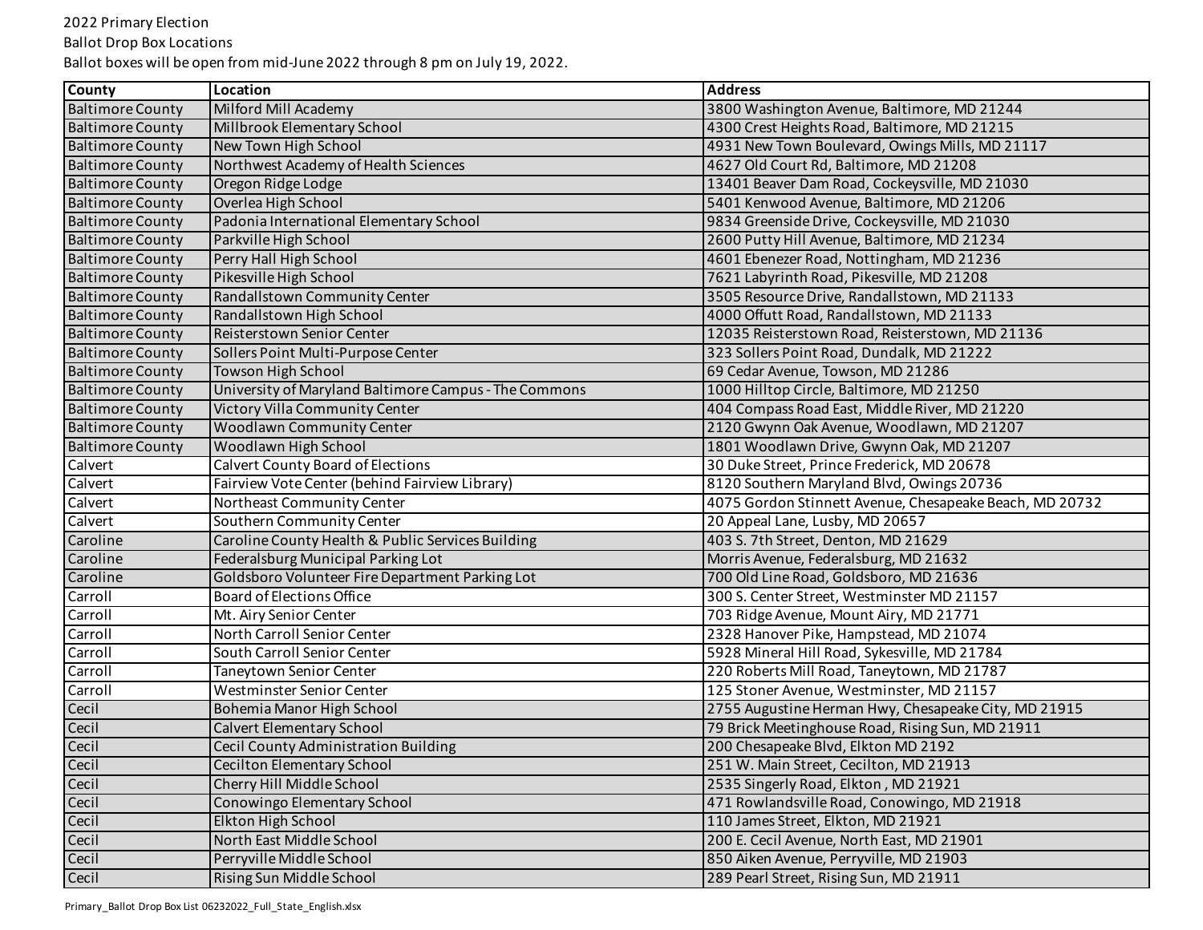2022 Primary Election

Ballot Drop Box Locations

Ballot boxes will be open from mid-June 2022 through 8 pm on July 19, 2022.

| County | Location | Address |
|---|---|---|
| Baltimore County | Milford Mill Academy | 3800 Washington Avenue, Baltimore, MD 21244 |
| Baltimore County | Millbrook Elementary School | 4300 Crest Heights Road, Baltimore, MD 21215 |
| Baltimore County | New Town High School | 4931 New Town Boulevard, Owings Mills, MD 21117 |
| Baltimore County | Northwest Academy of Health Sciences | 4627 Old Court Rd, Baltimore, MD 21208 |
| Baltimore County | Oregon Ridge Lodge | 13401 Beaver Dam Road, Cockeysville, MD 21030 |
| Baltimore County | Overlea High School | 5401 Kenwood Avenue, Baltimore, MD 21206 |
| Baltimore County | Padonia International Elementary School | 9834 Greenside Drive, Cockeysville, MD 21030 |
| Baltimore County | Parkville High School | 2600 Putty Hill Avenue, Baltimore, MD 21234 |
| Baltimore County | Perry Hall High School | 4601 Ebenezer Road, Nottingham, MD 21236 |
| Baltimore County | Pikesville High School | 7621 Labyrinth Road, Pikesville, MD 21208 |
| Baltimore County | Randallstown Community Center | 3505 Resource Drive, Randallstown, MD 21133 |
| Baltimore County | Randallstown High School | 4000 Offutt Road, Randallstown, MD 21133 |
| Baltimore County | Reisterstown Senior Center | 12035 Reisterstown Road, Reisterstown, MD 21136 |
| Baltimore County | Sollers Point Multi-Purpose Center | 323 Sollers Point Road, Dundalk, MD 21222 |
| Baltimore County | Towson High School | 69 Cedar Avenue, Towson, MD 21286 |
| Baltimore County | University of Maryland Baltimore Campus - The Commons | 1000 Hilltop Circle, Baltimore, MD 21250 |
| Baltimore County | Victory Villa Community Center | 404 Compass Road East, Middle River, MD 21220 |
| Baltimore County | Woodlawn Community Center | 2120 Gwynn Oak Avenue, Woodlawn, MD 21207 |
| Baltimore County | Woodlawn High School | 1801 Woodlawn Drive, Gwynn Oak, MD 21207 |
| Calvert | Calvert County Board of Elections | 30 Duke Street, Prince Frederick, MD 20678 |
| Calvert | Fairview Vote Center (behind Fairview Library) | 8120 Southern Maryland Blvd, Owings 20736 |
| Calvert | Northeast Community Center | 4075 Gordon Stinnett Avenue, Chesapeake Beach, MD 20732 |
| Calvert | Southern Community Center | 20 Appeal Lane, Lusby, MD 20657 |
| Caroline | Caroline County Health & Public Services Building | 403 S. 7th Street, Denton, MD 21629 |
| Caroline | Federalsburg Municipal Parking Lot | Morris Avenue, Federalsburg, MD 21632 |
| Caroline | Goldsboro Volunteer Fire Department Parking Lot | 700 Old Line Road, Goldsboro, MD 21636 |
| Carroll | Board of Elections Office | 300 S. Center Street, Westminster MD 21157 |
| Carroll | Mt. Airy Senior Center | 703 Ridge Avenue, Mount Airy, MD 21771 |
| Carroll | North Carroll Senior Center | 2328 Hanover Pike, Hampstead, MD 21074 |
| Carroll | South Carroll Senior Center | 5928 Mineral Hill Road, Sykesville, MD 21784 |
| Carroll | Taneytown Senior Center | 220 Roberts Mill Road, Taneytown, MD 21787 |
| Carroll | Westminster Senior Center | 125 Stoner Avenue, Westminster, MD 21157 |
| Cecil | Bohemia Manor High School | 2755 Augustine Herman Hwy, Chesapeake City, MD 21915 |
| Cecil | Calvert Elementary School | 79 Brick Meetinghouse Road, Rising Sun, MD 21911 |
| Cecil | Cecil County Administration Building | 200 Chesapeake Blvd, Elkton MD 2192 |
| Cecil | Cecilton Elementary School | 251 W. Main Street, Cecilton, MD 21913 |
| Cecil | Cherry Hill Middle School | 2535 Singerly Road, Elkton , MD 21921 |
| Cecil | Conowingo Elementary School | 471 Rowlandsville Road, Conowingo, MD 21918 |
| Cecil | Elkton High School | 110 James Street, Elkton, MD 21921 |
| Cecil | North East Middle School | 200 E. Cecil Avenue, North East, MD 21901 |
| Cecil | Perryville Middle School | 850 Aiken Avenue, Perryville, MD 21903 |
| Cecil | Rising Sun Middle School | 289 Pearl Street, Rising Sun, MD 21911 |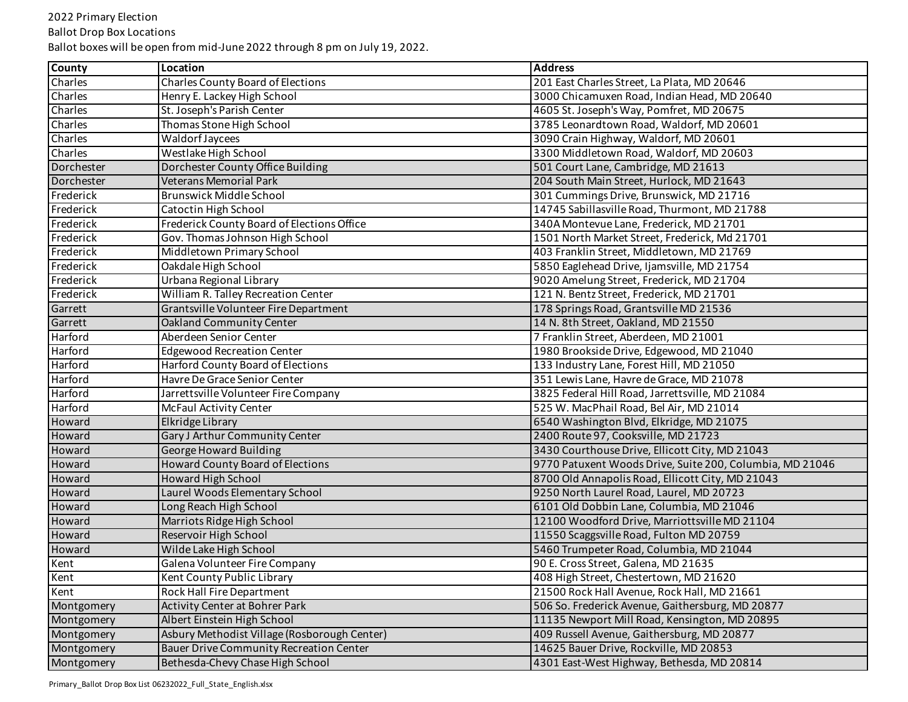2022 Primary Election

Ballot Drop Box Locations

Ballot boxes will be open from mid-June 2022 through 8 pm on July 19, 2022.

| County | Location | Address |
| --- | --- | --- |
| Charles | Charles County Board of Elections | 201 East Charles Street, La Plata, MD 20646 |
| Charles | Henry E. Lackey High School | 3000 Chicamuxen Road, Indian Head, MD 20640 |
| Charles | St. Joseph's Parish Center | 4605 St. Joseph's Way, Pomfret, MD 20675 |
| Charles | Thomas Stone High School | 3785 Leonardtown Road, Waldorf, MD 20601 |
| Charles | Waldorf Jaycees | 3090 Crain Highway, Waldorf, MD 20601 |
| Charles | Westlake High School | 3300 Middletown Road, Waldorf, MD 20603 |
| Dorchester | Dorchester County Office Building | 501 Court Lane, Cambridge, MD 21613 |
| Dorchester | Veterans Memorial Park | 204 South Main Street, Hurlock, MD 21643 |
| Frederick | Brunswick Middle School | 301 Cummings Drive, Brunswick, MD 21716 |
| Frederick | Catoctin High School | 14745 Sabillasville Road, Thurmont, MD 21788 |
| Frederick | Frederick County Board of Elections Office | 340A Montevue Lane, Frederick, MD 21701 |
| Frederick | Gov. Thomas Johnson High School | 1501 North Market Street, Frederick, Md 21701 |
| Frederick | Middletown Primary School | 403 Franklin Street, Middletown, MD 21769 |
| Frederick | Oakdale High School | 5850 Eaglehead Drive, Ijamsville, MD 21754 |
| Frederick | Urbana Regional Library | 9020 Amelung Street, Frederick, MD 21704 |
| Frederick | William R. Talley Recreation Center | 121 N. Bentz Street, Frederick, MD 21701 |
| Garrett | Grantsville Volunteer Fire Department | 178 Springs Road, Grantsville MD 21536 |
| Garrett | Oakland Community Center | 14 N. 8th Street, Oakland, MD 21550 |
| Harford | Aberdeen Senior Center | 7 Franklin Street, Aberdeen, MD 21001 |
| Harford | Edgewood Recreation Center | 1980 Brookside Drive, Edgewood, MD 21040 |
| Harford | Harford County Board of Elections | 133 Industry Lane, Forest Hill, MD 21050 |
| Harford | Havre De Grace Senior Center | 351 Lewis Lane, Havre de Grace, MD 21078 |
| Harford | Jarrettsville Volunteer Fire Company | 3825 Federal Hill Road, Jarrettsville, MD 21084 |
| Harford | McFaul Activity Center | 525 W. MacPhail Road, Bel Air, MD 21014 |
| Howard | Elkridge Library | 6540 Washington Blvd, Elkridge, MD 21075 |
| Howard | Gary J Arthur Community Center | 2400 Route 97, Cooksville, MD 21723 |
| Howard | George Howard Building | 3430 Courthouse Drive, Ellicott City, MD 21043 |
| Howard | Howard County Board of Elections | 9770 Patuxent Woods Drive, Suite 200, Columbia, MD 21046 |
| Howard | Howard High School | 8700 Old Annapolis Road, Ellicott City, MD 21043 |
| Howard | Laurel Woods Elementary School | 9250 North Laurel Road, Laurel, MD 20723 |
| Howard | Long Reach High School | 6101 Old Dobbin Lane, Columbia, MD 21046 |
| Howard | Marriots Ridge High School | 12100 Woodford Drive, Marriottsville MD 21104 |
| Howard | Reservoir High School | 11550 Scaggsville Road, Fulton MD 20759 |
| Howard | Wilde Lake High School | 5460 Trumpeter Road, Columbia, MD 21044 |
| Kent | Galena Volunteer Fire Company | 90 E. Cross Street, Galena, MD 21635 |
| Kent | Kent County Public Library | 408 High Street, Chestertown, MD 21620 |
| Kent | Rock Hall Fire Department | 21500 Rock Hall Avenue, Rock Hall, MD 21661 |
| Montgomery | Activity Center at Bohrer Park | 506 So. Frederick Avenue, Gaithersburg, MD 20877 |
| Montgomery | Albert Einstein High School | 11135 Newport Mill Road, Kensington, MD 20895 |
| Montgomery | Asbury Methodist Village (Rosborough Center) | 409 Russell Avenue, Gaithersburg, MD 20877 |
| Montgomery | Bauer Drive Community Recreation Center | 14625 Bauer Drive, Rockville, MD 20853 |
| Montgomery | Bethesda-Chevy Chase High School | 4301 East-West Highway, Bethesda, MD 20814 |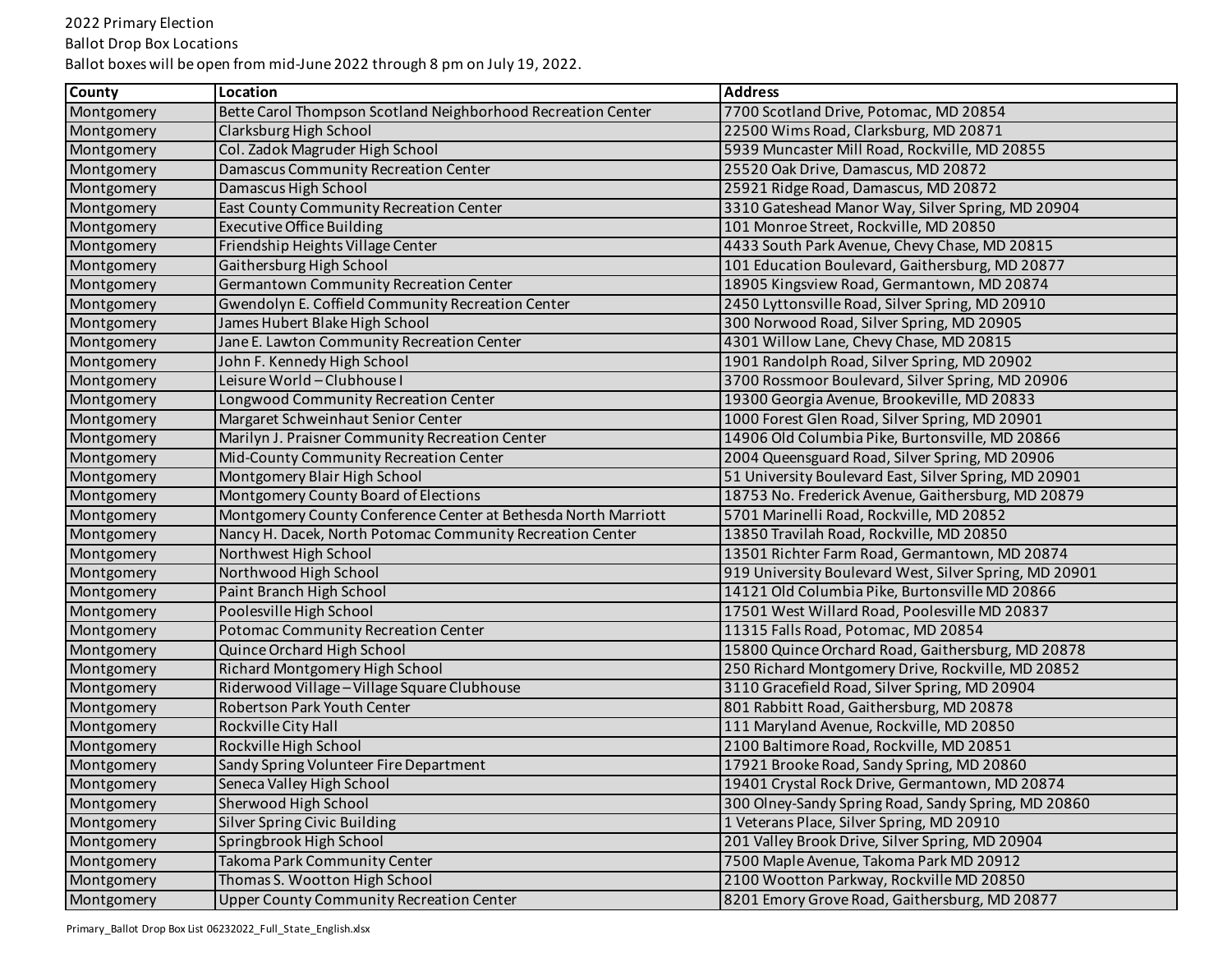2022 Primary Election

Ballot Drop Box Locations

Ballot boxes will be open from mid-June 2022 through 8 pm on July 19, 2022.

| County | Location | Address |
|---|---|---|
| Montgomery | Bette Carol Thompson Scotland Neighborhood Recreation Center | 7700 Scotland Drive, Potomac, MD 20854 |
| Montgomery | Clarksburg High School | 22500 Wims Road, Clarksburg, MD 20871 |
| Montgomery | Col. Zadok Magruder High School | 5939 Muncaster Mill Road, Rockville, MD 20855 |
| Montgomery | Damascus Community Recreation Center | 25520 Oak Drive, Damascus, MD 20872 |
| Montgomery | Damascus High School | 25921 Ridge Road, Damascus, MD 20872 |
| Montgomery | East County Community Recreation Center | 3310 Gateshead Manor Way, Silver Spring, MD 20904 |
| Montgomery | Executive Office Building | 101 Monroe Street, Rockville, MD 20850 |
| Montgomery | Friendship Heights Village Center | 4433 South Park Avenue, Chevy Chase, MD 20815 |
| Montgomery | Gaithersburg High School | 101 Education Boulevard, Gaithersburg, MD 20877 |
| Montgomery | Germantown Community Recreation Center | 18905 Kingsview Road, Germantown, MD 20874 |
| Montgomery | Gwendolyn E. Coffield Community Recreation Center | 2450 Lyttonsville Road, Silver Spring, MD 20910 |
| Montgomery | James Hubert Blake High School | 300 Norwood Road, Silver Spring, MD 20905 |
| Montgomery | Jane E. Lawton Community Recreation Center | 4301 Willow Lane, Chevy Chase, MD 20815 |
| Montgomery | John F. Kennedy High School | 1901 Randolph Road, Silver Spring, MD 20902 |
| Montgomery | Leisure World – Clubhouse I | 3700 Rossmoor Boulevard, Silver Spring, MD 20906 |
| Montgomery | Longwood Community Recreation Center | 19300 Georgia Avenue, Brookeville, MD 20833 |
| Montgomery | Margaret Schweinhaut Senior Center | 1000 Forest Glen Road, Silver Spring, MD 20901 |
| Montgomery | Marilyn J. Praisner Community Recreation Center | 14906 Old Columbia Pike, Burtonsville, MD 20866 |
| Montgomery | Mid-County Community Recreation Center | 2004 Queensguard Road, Silver Spring, MD 20906 |
| Montgomery | Montgomery Blair High School | 51 University Boulevard East, Silver Spring, MD 20901 |
| Montgomery | Montgomery County Board of Elections | 18753 No. Frederick Avenue, Gaithersburg, MD 20879 |
| Montgomery | Montgomery County Conference Center at Bethesda North Marriott | 5701 Marinelli Road, Rockville, MD 20852 |
| Montgomery | Nancy H. Dacek, North Potomac Community Recreation Center | 13850 Travilah Road, Rockville, MD 20850 |
| Montgomery | Northwest High School | 13501 Richter Farm Road, Germantown, MD 20874 |
| Montgomery | Northwood High School | 919 University Boulevard West, Silver Spring, MD 20901 |
| Montgomery | Paint Branch High School | 14121 Old Columbia Pike, Burtonsville MD 20866 |
| Montgomery | Poolesville High School | 17501 West Willard Road, Poolesville MD 20837 |
| Montgomery | Potomac Community Recreation Center | 11315 Falls Road, Potomac, MD 20854 |
| Montgomery | Quince Orchard High School | 15800 Quince Orchard Road, Gaithersburg, MD 20878 |
| Montgomery | Richard Montgomery High School | 250 Richard Montgomery Drive, Rockville, MD 20852 |
| Montgomery | Riderwood Village – Village Square Clubhouse | 3110 Gracefield Road, Silver Spring, MD 20904 |
| Montgomery | Robertson Park Youth Center | 801 Rabbitt Road, Gaithersburg, MD 20878 |
| Montgomery | Rockville City Hall | 111 Maryland Avenue, Rockville, MD 20850 |
| Montgomery | Rockville High School | 2100 Baltimore Road, Rockville, MD 20851 |
| Montgomery | Sandy Spring Volunteer Fire Department | 17921 Brooke Road, Sandy Spring, MD 20860 |
| Montgomery | Seneca Valley High School | 19401 Crystal Rock Drive, Germantown, MD 20874 |
| Montgomery | Sherwood High School | 300 Olney-Sandy Spring Road, Sandy Spring, MD 20860 |
| Montgomery | Silver Spring Civic Building | 1 Veterans Place, Silver Spring, MD 20910 |
| Montgomery | Springbrook High School | 201 Valley Brook Drive, Silver Spring, MD 20904 |
| Montgomery | Takoma Park Community Center | 7500 Maple Avenue, Takoma Park MD 20912 |
| Montgomery | Thomas S. Wootton High School | 2100 Wootton Parkway, Rockville MD 20850 |
| Montgomery | Upper County Community Recreation Center | 8201 Emory Grove Road, Gaithersburg, MD 20877 |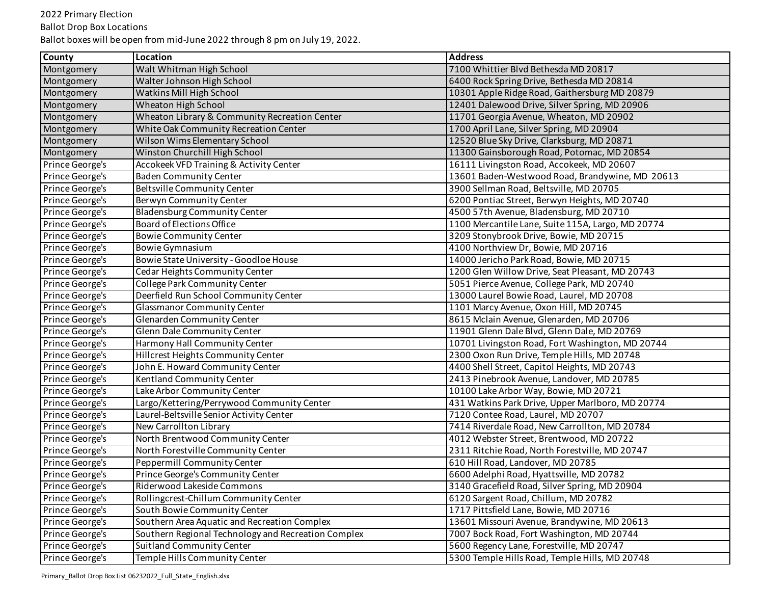2022 Primary Election

Ballot Drop Box Locations

Ballot boxes will be open from mid-June 2022 through 8 pm on July 19, 2022.

| County | Location | Address |
|---|---|---|
| Montgomery | Walt Whitman High School | 7100 Whittier Blvd Bethesda MD 20817 |
| Montgomery | Walter Johnson High School | 6400 Rock Spring Drive, Bethesda MD 20814 |
| Montgomery | Watkins Mill High School | 10301 Apple Ridge Road, Gaithersburg MD 20879 |
| Montgomery | Wheaton High School | 12401 Dalewood Drive, Silver Spring, MD 20906 |
| Montgomery | Wheaton Library & Community Recreation Center | 11701 Georgia Avenue, Wheaton, MD 20902 |
| Montgomery | White Oak Community Recreation Center | 1700 April Lane, Silver Spring, MD 20904 |
| Montgomery | Wilson Wims Elementary School | 12520 Blue Sky Drive, Clarksburg, MD 20871 |
| Montgomery | Winston Churchill High School | 11300 Gainsborough Road, Potomac, MD 20854 |
| Prince George's | Accokeek VFD Training & Activity Center | 16111 Livingston Road, Accokeek, MD 20607 |
| Prince George's | Baden Community Center | 13601 Baden-Westwood Road, Brandywine, MD 20613 |
| Prince George's | Beltsville Community Center | 3900 Sellman Road, Beltsville, MD 20705 |
| Prince George's | Berwyn Community Center | 6200 Pontiac Street, Berwyn Heights, MD 20740 |
| Prince George's | Bladensburg Community Center | 4500 57th Avenue, Bladensburg, MD 20710 |
| Prince George's | Board of Elections Office | 1100 Mercantile Lane, Suite 115A, Largo, MD 20774 |
| Prince George's | Bowie Community Center | 3209 Stonybrook Drive, Bowie, MD 20715 |
| Prince George's | Bowie Gymnasium | 4100 Northview Dr, Bowie, MD 20716 |
| Prince George's | Bowie State University - Goodloe House | 14000 Jericho Park Road, Bowie, MD 20715 |
| Prince George's | Cedar Heights Community Center | 1200 Glen Willow Drive, Seat Pleasant, MD 20743 |
| Prince George's | College Park Community Center | 5051 Pierce Avenue, College Park, MD 20740 |
| Prince George's | Deerfield Run School Community Center | 13000 Laurel Bowie Road, Laurel, MD 20708 |
| Prince George's | Glassmanor Community Center | 1101 Marcy Avenue, Oxon Hill, MD 20745 |
| Prince George's | Glenarden Community Center | 8615 Mclain Avenue, Glenarden, MD 20706 |
| Prince George's | Glenn Dale Community Center | 11901 Glenn Dale Blvd, Glenn Dale, MD 20769 |
| Prince George's | Harmony Hall Community Center | 10701 Livingston Road, Fort Washington, MD 20744 |
| Prince George's | Hillcrest Heights Community Center | 2300 Oxon Run Drive, Temple Hills, MD 20748 |
| Prince George's | John E. Howard Community Center | 4400 Shell Street, Capitol Heights, MD 20743 |
| Prince George's | Kentland Community Center | 2413 Pinebrook Avenue, Landover, MD 20785 |
| Prince George's | Lake Arbor Community Center | 10100 Lake Arbor Way, Bowie, MD 20721 |
| Prince George's | Largo/Kettering/Perrywood Community Center | 431 Watkins Park Drive, Upper Marlboro, MD 20774 |
| Prince George's | Laurel-Beltsville Senior Activity Center | 7120 Contee Road, Laurel, MD 20707 |
| Prince George's | New Carrollton Library | 7414 Riverdale Road, New Carrollton, MD 20784 |
| Prince George's | North Brentwood Community Center | 4012 Webster Street, Brentwood, MD 20722 |
| Prince George's | North Forestville Community Center | 2311 Ritchie Road, North Forestville, MD 20747 |
| Prince George's | Peppermill Community Center | 610 Hill Road, Landover, MD 20785 |
| Prince George's | Prince George's Community Center | 6600 Adelphi Road, Hyattsville, MD 20782 |
| Prince George's | Riderwood Lakeside Commons | 3140 Gracefield Road, Silver Spring, MD 20904 |
| Prince George's | Rollingcrest-Chillum Community Center | 6120 Sargent Road, Chillum, MD 20782 |
| Prince George's | South Bowie Community Center | 1717 Pittsfield Lane, Bowie, MD 20716 |
| Prince George's | Southern Area Aquatic and Recreation Complex | 13601 Missouri Avenue, Brandywine, MD 20613 |
| Prince George's | Southern Regional Technology and Recreation Complex | 7007 Bock Road, Fort Washington, MD 20744 |
| Prince George's | Suitland Community Center | 5600 Regency Lane, Forestville, MD 20747 |
| Prince George's | Temple Hills Community Center | 5300 Temple Hills Road, Temple Hills, MD 20748 |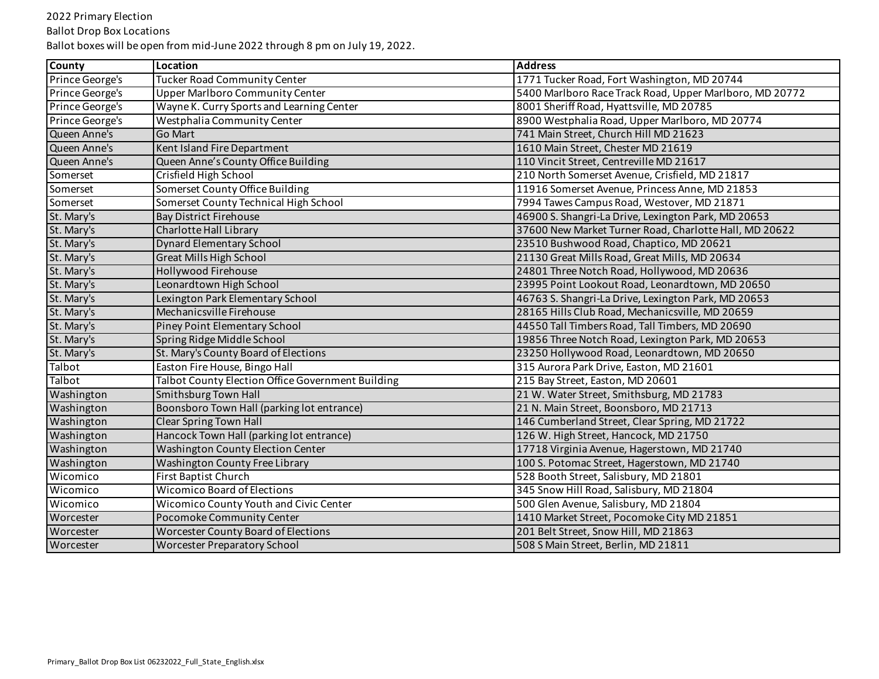2022 Primary Election

Ballot Drop Box Locations

Ballot boxes will be open from mid-June 2022 through 8 pm on July 19, 2022.

| County | Location | Address |
| --- | --- | --- |
| Prince George's | Tucker Road Community Center | 1771 Tucker Road, Fort Washington, MD 20744 |
| Prince George's | Upper Marlboro Community Center | 5400 Marlboro Race Track Road, Upper Marlboro, MD 20772 |
| Prince George's | Wayne K. Curry Sports and Learning Center | 8001 Sheriff Road, Hyattsville, MD 20785 |
| Prince George's | Westphalia Community Center | 8900 Westphalia Road, Upper Marlboro, MD 20774 |
| Queen Anne's | Go Mart | 741 Main Street, Church Hill MD 21623 |
| Queen Anne's | Kent Island Fire Department | 1610 Main Street, Chester MD 21619 |
| Queen Anne's | Queen Anne's County Office Building | 110 Vincit Street, Centreville MD 21617 |
| Somerset | Crisfield High School | 210 North Somerset Avenue, Crisfield, MD 21817 |
| Somerset | Somerset County Office Building | 11916 Somerset Avenue, Princess Anne, MD 21853 |
| Somerset | Somerset County Technical High School | 7994 Tawes Campus Road, Westover, MD 21871 |
| St. Mary's | Bay District Firehouse | 46900 S. Shangri-La Drive, Lexington Park, MD 20653 |
| St. Mary's | Charlotte Hall Library | 37600 New Market Turner Road, Charlotte Hall, MD 20622 |
| St. Mary's | Dynard Elementary School | 23510 Bushwood Road, Chaptico, MD 20621 |
| St. Mary's | Great Mills High School | 21130 Great Mills Road, Great Mills, MD 20634 |
| St. Mary's | Hollywood Firehouse | 24801 Three Notch Road, Hollywood, MD 20636 |
| St. Mary's | Leonardtown High School | 23995 Point Lookout Road, Leonardtown, MD 20650 |
| St. Mary's | Lexington Park Elementary School | 46763 S. Shangri-La Drive, Lexington Park, MD 20653 |
| St. Mary's | Mechanicsville Firehouse | 28165 Hills Club Road, Mechanicsville, MD 20659 |
| St. Mary's | Piney Point Elementary School | 44550 Tall Timbers Road, Tall Timbers, MD 20690 |
| St. Mary's | Spring Ridge Middle School | 19856 Three Notch Road, Lexington Park, MD 20653 |
| St. Mary's | St. Mary's County Board of Elections | 23250 Hollywood Road, Leonardtown, MD 20650 |
| Talbot | Easton Fire House, Bingo Hall | 315 Aurora Park Drive, Easton, MD 21601 |
| Talbot | Talbot County Election Office Government Building | 215 Bay Street, Easton, MD 20601 |
| Washington | Smithsburg Town Hall | 21 W. Water Street, Smithsburg, MD 21783 |
| Washington | Boonsboro Town Hall (parking lot entrance) | 21 N. Main Street, Boonsboro, MD 21713 |
| Washington | Clear Spring Town Hall | 146 Cumberland Street, Clear Spring, MD 21722 |
| Washington | Hancock Town Hall (parking lot entrance) | 126 W. High Street, Hancock, MD 21750 |
| Washington | Washington County Election Center | 17718 Virginia Avenue, Hagerstown, MD 21740 |
| Washington | Washington County Free Library | 100 S. Potomac Street, Hagerstown, MD 21740 |
| Wicomico | First Baptist Church | 528 Booth Street, Salisbury, MD 21801 |
| Wicomico | Wicomico Board of Elections | 345 Snow Hill Road, Salisbury, MD 21804 |
| Wicomico | Wicomico County Youth and Civic Center | 500 Glen Avenue, Salisbury, MD 21804 |
| Worcester | Pocomoke Community Center | 1410 Market Street, Pocomoke City MD 21851 |
| Worcester | Worcester County Board of Elections | 201 Belt Street, Snow Hill, MD 21863 |
| Worcester | Worcester Preparatory School | 508 S Main Street, Berlin, MD 21811 |

Primary_Ballot Drop Box List 06232022_Full_State_English.xlsx